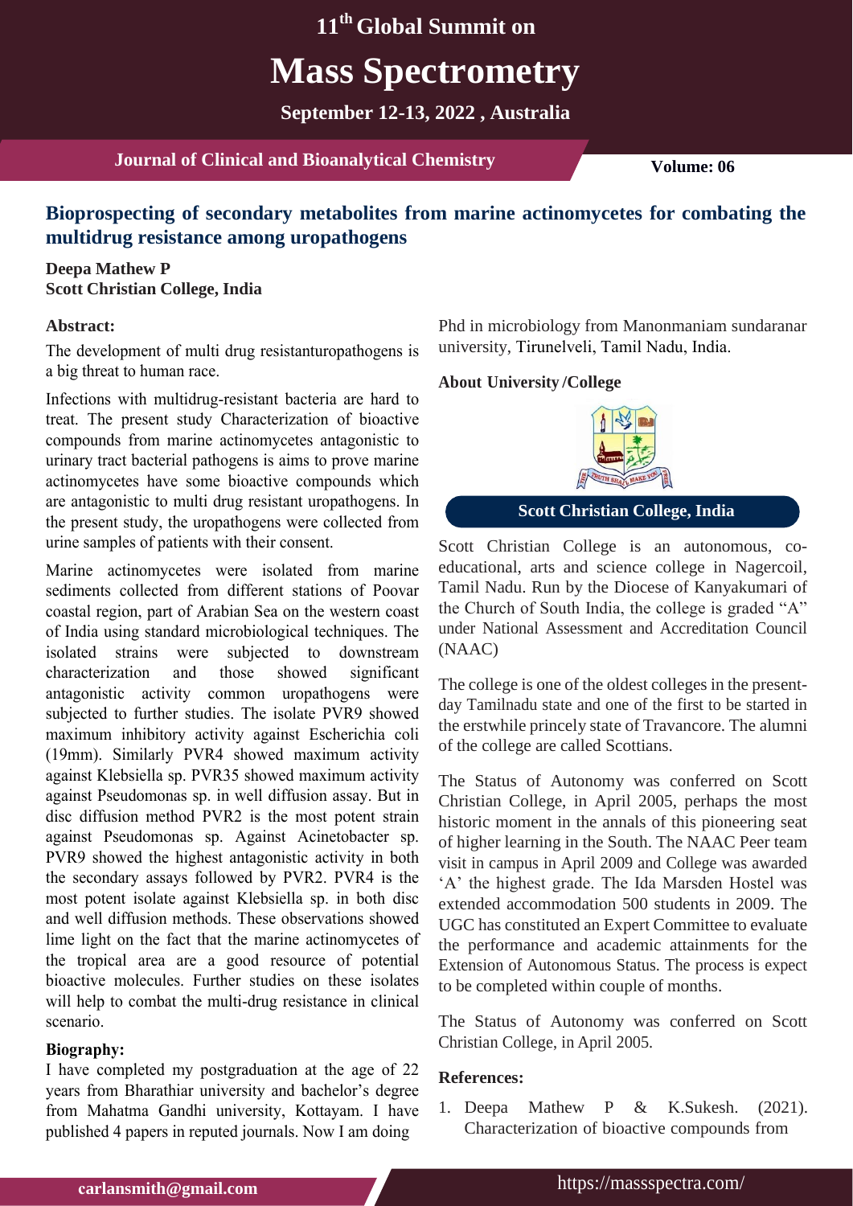# Bioprospecting of secondary metabolites from marine actinomycetes for combating the multidrug resistance among uropathogens

**Deepa Mathew P**
**Scott Christian College, India**

### Abstract:

The development of multi drug resistanturopathogens is a big threat to human race.

Infections with multidrug-resistant bacteria are hard to treat. The present study Characterization of bioactive compounds from marine actinomycetes antagonistic to urinary tract bacterial pathogens is aims to prove marine actinomycetes have some bioactive compounds which are antagonistic to multi drug resistant uropathogens. In the present study, the uropathogens were collected from urine samples of patients with their consent.

Marine actinomycetes were isolated from marine sediments collected from different stations of Poovar coastal region, part of Arabian Sea on the western coast of India using standard microbiological techniques. The isolated strains were subjected to downstream characterization and those showed significant antagonistic activity common uropathogens were subjected to further studies. The isolate PVR9 showed maximum inhibitory activity against Escherichia coli (19mm). Similarly PVR4 showed maximum activity against Klebsiella sp. PVR35 showed maximum activity against Pseudomonas sp. in well diffusion assay. But in disc diffusion method PVR2 is the most potent strain against Pseudomonas sp. Against Acinetobacter sp. PVR9 showed the highest antagonistic activity in both the secondary assays followed by PVR2. PVR4 is the most potent isolate against Klebsiella sp. in both disc and well diffusion methods. These observations showed lime light on the fact that the marine actinomycetes of the tropical area are a good resource of potential bioactive molecules. Further studies on these isolates will help to combat the multi-drug resistance in clinical scenario.

### Biography:

I have completed my postgraduation at the age of 22 years from Bharathiar university and bachelor's degree from Mahatma Gandhi university, Kottayam. I have published 4 papers in reputed journals. Now I am doing Phd in microbiology from Manonmaniam sundaranar university, Tirunelveli, Tamil Nadu, India.

### About University /College

**Scott Christian College, India**

Scott Christian College is an autonomous, co-educational, arts and science college in Nagercoil, Tamil Nadu. Run by the Diocese of Kanyakumari of the Church of South India, the college is graded "A" under National Assessment and Accreditation Council (NAAC)

The college is one of the oldest colleges in the present-day Tamilnadu state and one of the first to be started in the erstwhile princely state of Travancore. The alumni of the college are called Scottians.

The Status of Autonomy was conferred on Scott Christian College, in April 2005, perhaps the most historic moment in the annals of this pioneering seat of higher learning in the South. The NAAC Peer team visit in campus in April 2009 and College was awarded 'A' the highest grade. The Ida Marsden Hostel was extended accommodation 500 students in 2009. The UGC has constituted an Expert Committee to evaluate the performance and academic attainments for the Extension of Autonomous Status. The process is expect to be completed within couple of months.

The Status of Autonomy was conferred on Scott Christian College, in April 2005.

### References:

1. Deepa Mathew P & K.Sukesh. (2021). Characterization of bioactive compounds from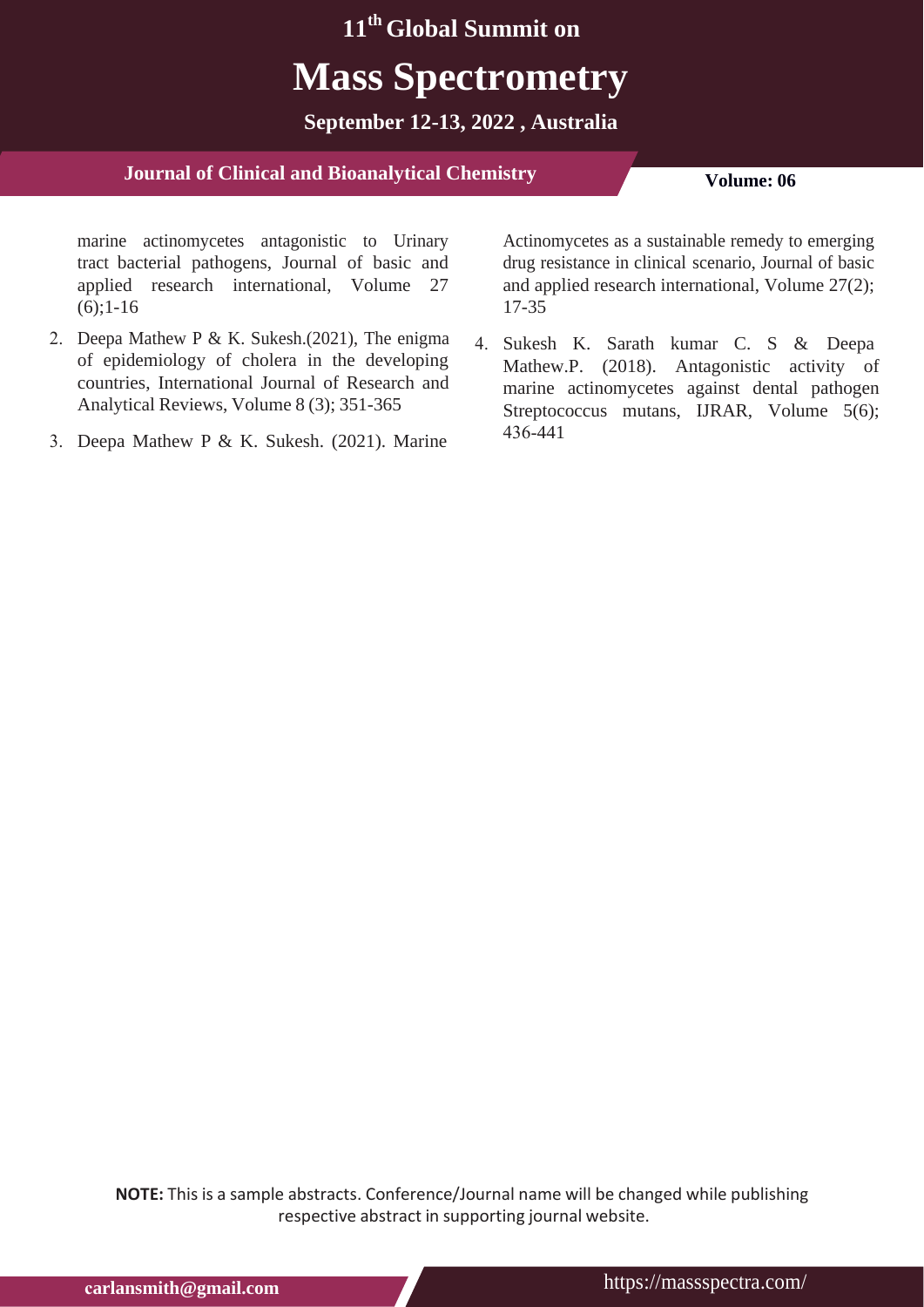marine actinomycetes antagonistic to Urinary tract bacterial pathogens, Journal of basic and applied research international, Volume 27 (6);1-16

2. Deepa Mathew P & K. Sukesh.(2021), The enigma of epidemiology of cholera in the developing countries, International Journal of Research and Analytical Reviews, Volume 8 (3); 351-365
3. Deepa Mathew P & K. Sukesh. (2021). Marine Actinomycetes as a sustainable remedy to emerging drug resistance in clinical scenario, Journal of basic and applied research international, Volume 27(2); 17-35
4. Sukesh K. Sarath kumar C. S & Deepa Mathew.P. (2018). Antagonistic activity of marine actinomycetes against dental pathogen Streptococcus mutans, IJRAR, Volume 5(6); 436-441

**NOTE:** This is a sample abstracts. Conference/Journal name will be changed while publishing respective abstract in supporting journal website.